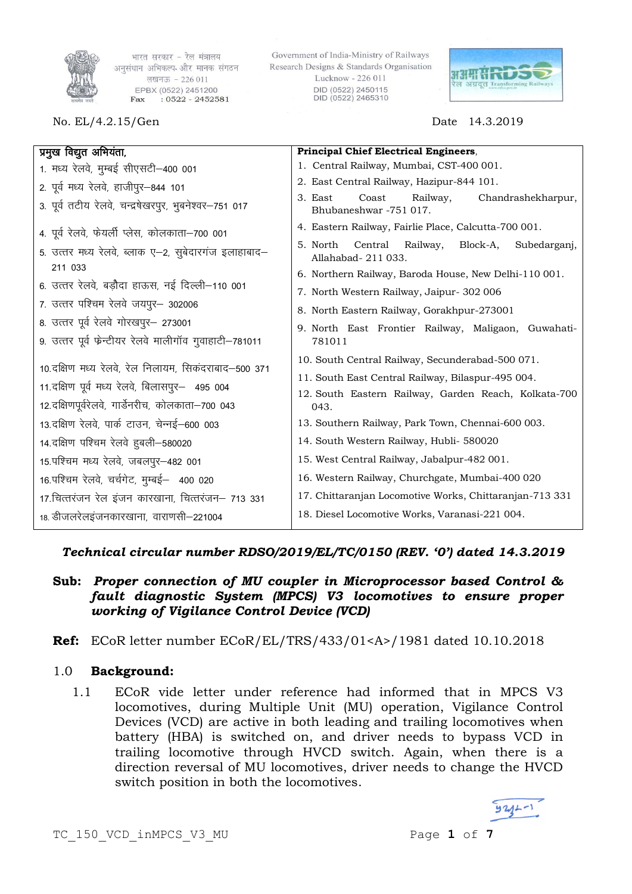भारत सरकार – रेल मंत्रालय
अनुसंधान अभिकल्प और मानक संगठन
लखनऊ – 226 011
EPBX (0522) 2451200
Fax : 0522 - 2452581

Government of India-Ministry of Railways
Research Designs & Standards Organisation
Lucknow - 226 011
DID (0522) 2450115
DID (0522) 2465310

No. EL/4.2.15/Gen

Date 14.3.2019

| **प्रमुख विद्युत अभियंता,** | **Principal Chief Electrical Engineers,** |
|---|---|
| 1. मध्य रेलवे, मुम्बई सीएसटी–400 001 | 1. Central Railway, Mumbai, CST-400 001. |
| 2. पूर्व मध्य रेलवे, हाजीपुर–844 101 | 2. East Central Railway, Hazipur-844 101. |
| 3. पूर्व तटीय रेलवे, चन्द्रषेखरपुर, भुबनेश्वर–751 017 | 3. East Coast Railway, Chandrashekharpur, Bhubaneshwar -751 017. |
| 4. पूर्व रेलवे, फेयर्ली प्लेस, कोलकाता–700 001 | 4. Eastern Railway, Fairlie Place, Calcutta-700 001. |
| 5. उत्तर मध्य रेलवे, ब्लाक ए–2, सुबेदारगंज इलाहाबाद–211 033 | 5. North Central Railway, Block-A, Subedarganj, Allahabad- 211 033. |
| 6. उत्तर रेलवे, बड़ौदा हाऊस, नई दिल्ली–110 001 | 6. Northern Railway, Baroda House, New Delhi-110 001. |
| 7. उत्तर पश्चिम रेलवे जयपुर– 302006 | 7. North Western Railway, Jaipur- 302 006 |
| 8. उत्तर पूर्व रेलवे गोरखपुर– 273001 | 8. North Eastern Railway, Gorakhpur-273001 |
| 9. उत्तर पूर्व फ्रेन्टीयर रेलवे मालीगॉव गुवाहाटी–781011 | 9. North East Frontier Railway, Maligaon, Guwahati-781011 |
| 10. दक्षिण मध्य रेलवे, रेल निलायम, सिकंदराबाद–500 371 | 10. South Central Railway, Secunderabad-500 071. |
| 11. दक्षिण पूर्व मध्य रेलवे, बिलासपुर– 495 004 | 11. South East Central Railway, Bilaspur-495 004. |
| 12. दक्षिणपूर्वरेलवे, गार्डेनरीच, कोलकाता–700 043 | 12. South Eastern Railway, Garden Reach, Kolkata-700 043. |
| 13. दक्षिण रेलवे, पार्क टाउन, चेन्नई–600 003 | 13. Southern Railway, Park Town, Chennai-600 003. |
| 14. दक्षिण पश्चिम रेलवे हुबली–580020 | 14. South Western Railway, Hubli- 580020 |
| 15. पश्चिम मध्य रेलवे, जबलपुर–482 001 | 15. West Central Railway, Jabalpur-482 001. |
| 16. पश्चिम रेलवे, चर्चगेट, मुम्बई– 400 020 | 16. Western Railway, Churchgate, Mumbai-400 020 |
| 17. चित्तरंजन रेल इंजन कारखाना, चित्तरंजन– 713 331 | 17. Chittaranjan Locomotive Works, Chittaranjan-713 331 |
| 18. डीजलरेलइंजनकारखाना, वाराणसी–221004 | 18. Diesel Locomotive Works, Varanasi-221 004. |

***Technical circular number RDSO/2019/EL/TC/0150 (REV. '0') dated 14.3.2019***

**Sub:** ***Proper connection of MU coupler in Microprocessor based Control & fault diagnostic System (MPCS) V3 locomotives to ensure proper working of Vigilance Control Device (VCD)***

**Ref:** ECoR letter number ECoR/EL/TRS/433/01<A>/1981 dated 10.10.2018

## 1.0 Background:

1.1 ECoR vide letter under reference had informed that in MPCS V3 locomotives, during Multiple Unit (MU) operation, Vigilance Control Devices (VCD) are active in both leading and trailing locomotives when battery (HBA) is switched on, and driver needs to bypass VCD in trailing locomotive through HVCD switch. Again, when there is a direction reversal of MU locomotives, driver needs to change the HVCD switch position in both the locomotives.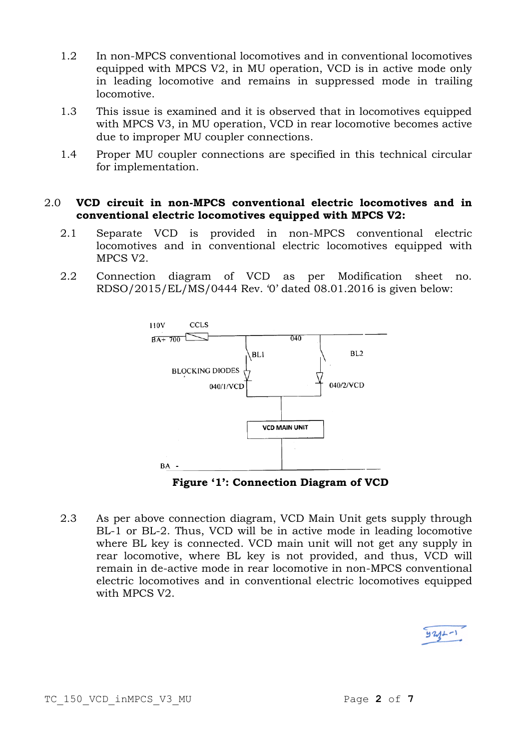1.2 In non-MPCS conventional locomotives and in conventional locomotives equipped with MPCS V2, in MU operation, VCD is in active mode only in leading locomotive and remains in suppressed mode in trailing locomotive.

1.3 This issue is examined and it is observed that in locomotives equipped with MPCS V3, in MU operation, VCD in rear locomotive becomes active due to improper MU coupler connections.

1.4 Proper MU coupler connections are specified in this technical circular for implementation.

## 2.0 VCD circuit in non-MPCS conventional electric locomotives and in conventional electric locomotives equipped with MPCS V2:

2.1 Separate VCD is provided in non-MPCS conventional electric locomotives and in conventional electric locomotives equipped with MPCS V2.

2.2 Connection diagram of VCD as per Modification sheet no. RDSO/2015/EL/MS/0444 Rev. '0' dated 08.01.2016 is given below:

110V CCLS
BA+ 700 040
BL1 BL2
BLOCKING DIODES
040/1/VCD 040/2/VCD
VCD MAIN UNIT
BA -

**Figure '1': Connection Diagram of VCD**

2.3 As per above connection diagram, VCD Main Unit gets supply through BL-1 or BL-2. Thus, VCD will be in active mode in leading locomotive where BL key is connected. VCD main unit will not get any supply in rear locomotive, where BL key is not provided, and thus, VCD will remain in de-active mode in rear locomotive in non-MPCS conventional electric locomotives and in conventional electric locomotives equipped with MPCS V2.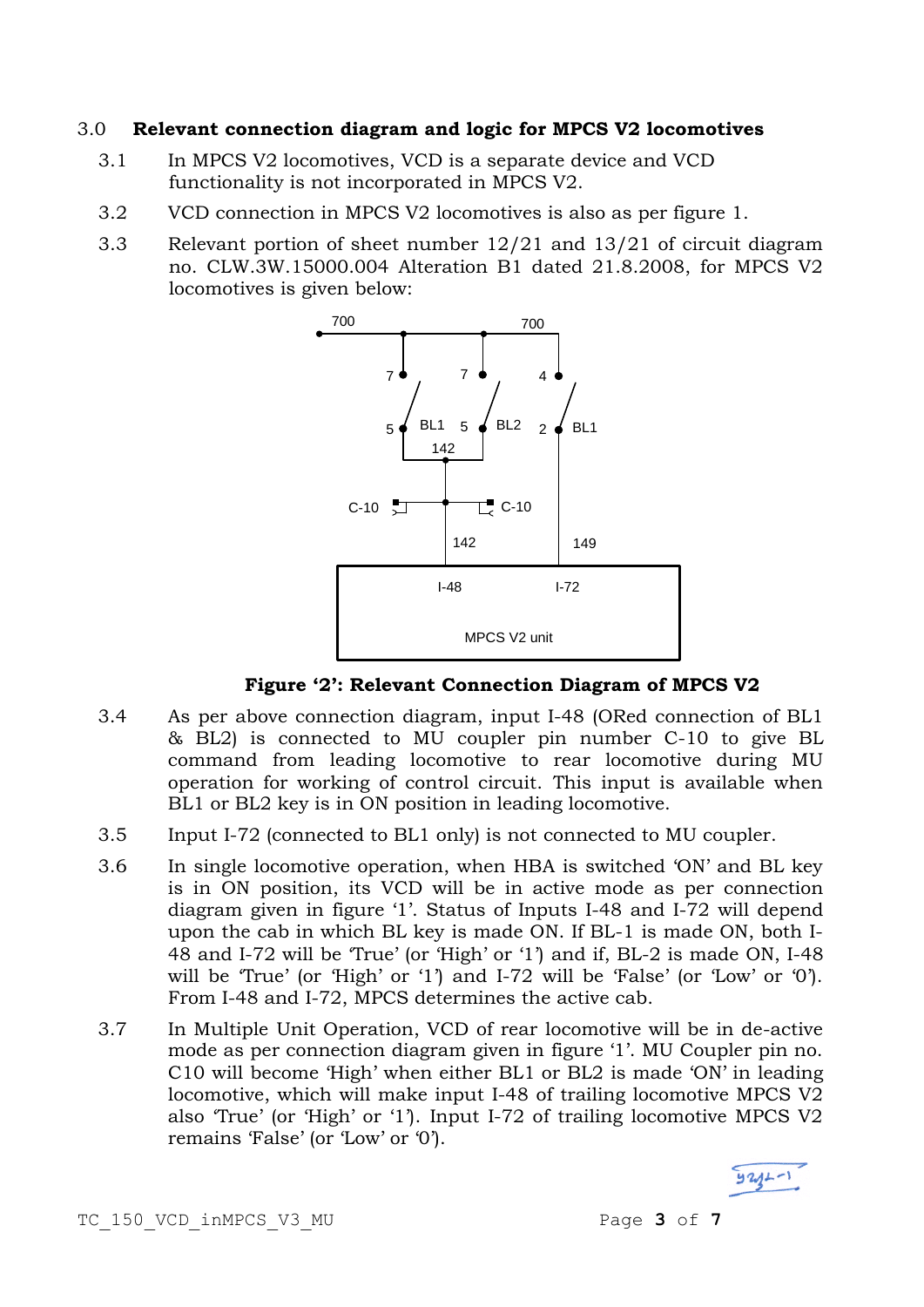## 3.0 Relevant connection diagram and logic for MPCS V2 locomotives

3.1 In MPCS V2 locomotives, VCD is a separate device and VCD functionality is not incorporated in MPCS V2.

3.2 VCD connection in MPCS V2 locomotives is also as per figure 1.

3.3 Relevant portion of sheet number 12/21 and 13/21 of circuit diagram no. CLW.3W.15000.004 Alteration B1 dated 21.8.2008, for MPCS V2 locomotives is given below:

**Figure '2': Relevant Connection Diagram of MPCS V2**

3.4 As per above connection diagram, input I-48 (ORed connection of BL1 & BL2) is connected to MU coupler pin number C-10 to give BL command from leading locomotive to rear locomotive during MU operation for working of control circuit. This input is available when BL1 or BL2 key is in ON position in leading locomotive.

3.5 Input I-72 (connected to BL1 only) is not connected to MU coupler.

3.6 In single locomotive operation, when HBA is switched 'ON' and BL key is in ON position, its VCD will be in active mode as per connection diagram given in figure '1'. Status of Inputs I-48 and I-72 will depend upon the cab in which BL key is made ON. If BL-1 is made ON, both I-48 and I-72 will be 'True' (or 'High' or '1') and if, BL-2 is made ON, I-48 will be 'True' (or 'High' or '1') and I-72 will be 'False' (or 'Low' or '0'). From I-48 and I-72, MPCS determines the active cab.

3.7 In Multiple Unit Operation, VCD of rear locomotive will be in de-active mode as per connection diagram given in figure '1'. MU Coupler pin no. C10 will become 'High' when either BL1 or BL2 is made 'ON' in leading locomotive, which will make input I-48 of trailing locomotive MPCS V2 also 'True' (or 'High' or '1'). Input I-72 of trailing locomotive MPCS V2 remains 'False' (or 'Low' or '0').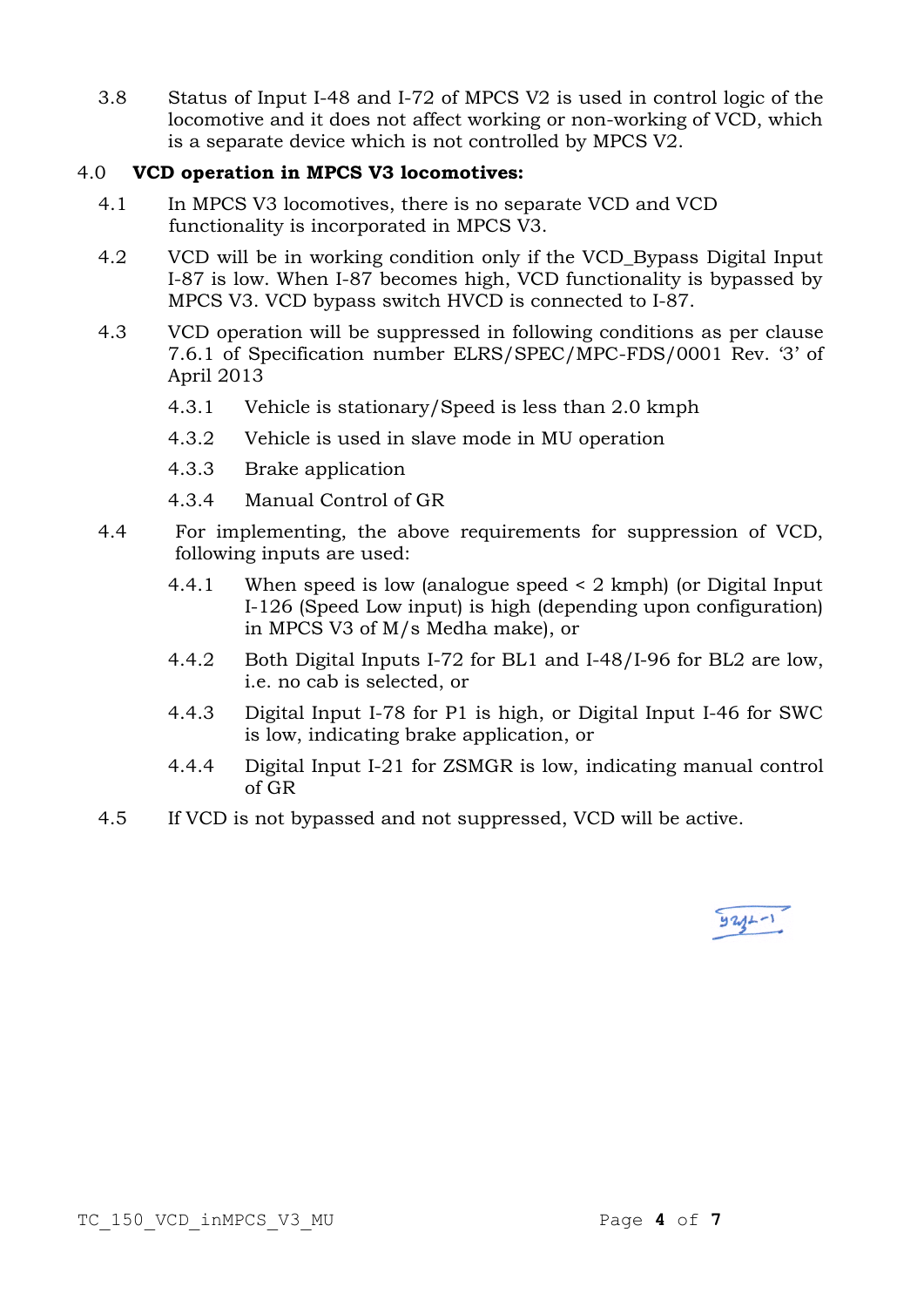3.8 Status of Input I-48 and I-72 of MPCS V2 is used in control logic of the locomotive and it does not affect working or non-working of VCD, which is a separate device which is not controlled by MPCS V2.

## 4.0 VCD operation in MPCS V3 locomotives:

4.1 In MPCS V3 locomotives, there is no separate VCD and VCD functionality is incorporated in MPCS V3.

4.2 VCD will be in working condition only if the VCD_Bypass Digital Input I-87 is low. When I-87 becomes high, VCD functionality is bypassed by MPCS V3. VCD bypass switch HVCD is connected to I-87.

4.3 VCD operation will be suppressed in following conditions as per clause 7.6.1 of Specification number ELRS/SPEC/MPC-FDS/0001 Rev. '3' of April 2013

- 4.3.1 Vehicle is stationary/Speed is less than 2.0 kmph
- 4.3.2 Vehicle is used in slave mode in MU operation
- 4.3.3 Brake application
- 4.3.4 Manual Control of GR

4.4 For implementing, the above requirements for suppression of VCD, following inputs are used:

- 4.4.1 When speed is low (analogue speed < 2 kmph) (or Digital Input I-126 (Speed Low input) is high (depending upon configuration) in MPCS V3 of M/s Medha make), or
- 4.4.2 Both Digital Inputs I-72 for BL1 and I-48/I-96 for BL2 are low, i.e. no cab is selected, or
- 4.4.3 Digital Input I-78 for P1 is high, or Digital Input I-46 for SWC is low, indicating brake application, or
- 4.4.4 Digital Input I-21 for ZSMGR is low, indicating manual control of GR

4.5 If VCD is not bypassed and not suppressed, VCD will be active.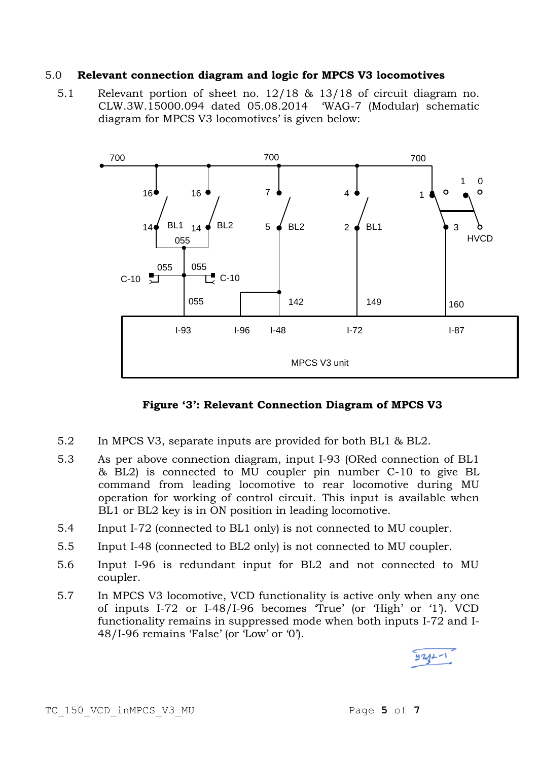## 5.0 **Relevant connection diagram and logic for MPCS V3 locomotives**

5.1 Relevant portion of sheet no. 12/18 & 13/18 of circuit diagram no. CLW.3W.15000.094 dated 05.08.2014 'WAG-7 (Modular) schematic diagram for MPCS V3 locomotives' is given below:

**Figure '3': Relevant Connection Diagram of MPCS V3**

5.2 In MPCS V3, separate inputs are provided for both BL1 & BL2.

5.3 As per above connection diagram, input I-93 (ORed connection of BL1 & BL2) is connected to MU coupler pin number C-10 to give BL command from leading locomotive to rear locomotive during MU operation for working of control circuit. This input is available when BL1 or BL2 key is in ON position in leading locomotive.

5.4 Input I-72 (connected to BL1 only) is not connected to MU coupler.

5.5 Input I-48 (connected to BL2 only) is not connected to MU coupler.

5.6 Input I-96 is redundant input for BL2 and not connected to MU coupler.

5.7 In MPCS V3 locomotive, VCD functionality is active only when any one of inputs I-72 or I-48/I-96 becomes 'True' (or 'High' or '1'). VCD functionality remains in suppressed mode when both inputs I-72 and I-48/I-96 remains 'False' (or 'Low' or '0').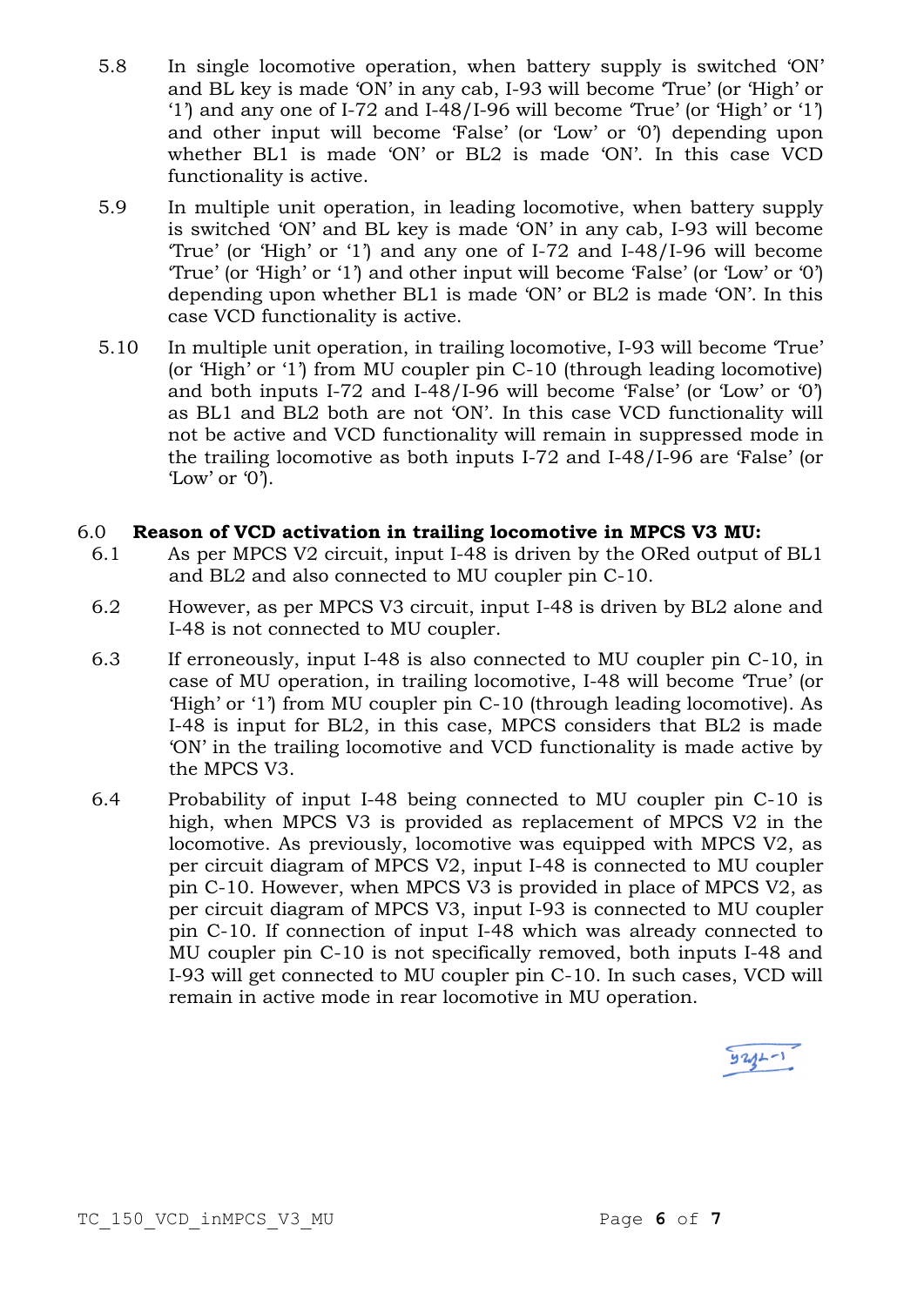5.8 In single locomotive operation, when battery supply is switched 'ON' and BL key is made 'ON' in any cab, I-93 will become 'True' (or 'High' or '1') and any one of I-72 and I-48/I-96 will become 'True' (or 'High' or '1') and other input will become 'False' (or 'Low' or '0') depending upon whether BL1 is made 'ON' or BL2 is made 'ON'. In this case VCD functionality is active.

5.9 In multiple unit operation, in leading locomotive, when battery supply is switched 'ON' and BL key is made 'ON' in any cab, I-93 will become 'True' (or 'High' or '1') and any one of I-72 and I-48/I-96 will become 'True' (or 'High' or '1') and other input will become 'False' (or 'Low' or '0') depending upon whether BL1 is made 'ON' or BL2 is made 'ON'. In this case VCD functionality is active.

5.10 In multiple unit operation, in trailing locomotive, I-93 will become 'True' (or 'High' or '1') from MU coupler pin C-10 (through leading locomotive) and both inputs I-72 and I-48/I-96 will become 'False' (or 'Low' or '0') as BL1 and BL2 both are not 'ON'. In this case VCD functionality will not be active and VCD functionality will remain in suppressed mode in the trailing locomotive as both inputs I-72 and I-48/I-96 are 'False' (or 'Low' or '0').

## 6.0 Reason of VCD activation in trailing locomotive in MPCS V3 MU:

6.1 As per MPCS V2 circuit, input I-48 is driven by the ORed output of BL1 and BL2 and also connected to MU coupler pin C-10.

6.2 However, as per MPCS V3 circuit, input I-48 is driven by BL2 alone and I-48 is not connected to MU coupler.

6.3 If erroneously, input I-48 is also connected to MU coupler pin C-10, in case of MU operation, in trailing locomotive, I-48 will become 'True' (or 'High' or '1') from MU coupler pin C-10 (through leading locomotive). As I-48 is input for BL2, in this case, MPCS considers that BL2 is made 'ON' in the trailing locomotive and VCD functionality is made active by the MPCS V3.

6.4 Probability of input I-48 being connected to MU coupler pin C-10 is high, when MPCS V3 is provided as replacement of MPCS V2 in the locomotive. As previously, locomotive was equipped with MPCS V2, as per circuit diagram of MPCS V2, input I-48 is connected to MU coupler pin C-10. However, when MPCS V3 is provided in place of MPCS V2, as per circuit diagram of MPCS V3, input I-93 is connected to MU coupler pin C-10. If connection of input I-48 which was already connected to MU coupler pin C-10 is not specifically removed, both inputs I-48 and I-93 will get connected to MU coupler pin C-10. In such cases, VCD will remain in active mode in rear locomotive in MU operation.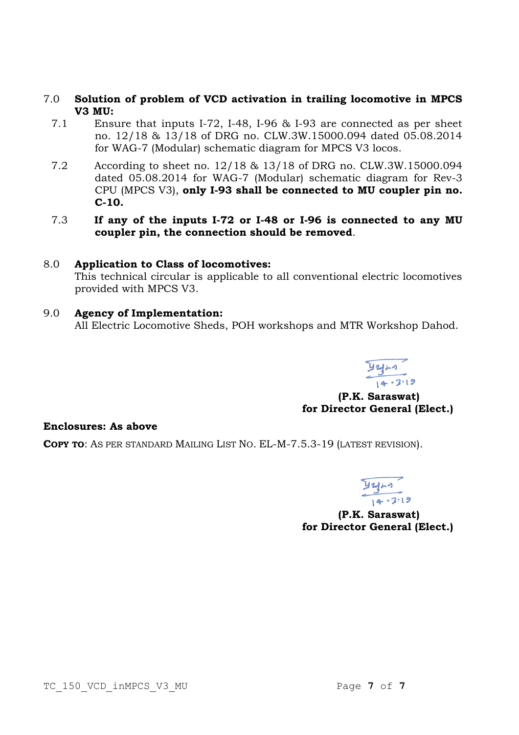7.0 **Solution of problem of VCD activation in trailing locomotive in MPCS V3 MU:**

7.1 Ensure that inputs I-72, I-48, I-96 & I-93 are connected as per sheet no. 12/18 & 13/18 of DRG no. CLW.3W.15000.094 dated 05.08.2014 for WAG-7 (Modular) schematic diagram for MPCS V3 locos.

7.2 According to sheet no. 12/18 & 13/18 of DRG no. CLW.3W.15000.094 dated 05.08.2014 for WAG-7 (Modular) schematic diagram for Rev-3 CPU (MPCS V3), **only I-93 shall be connected to MU coupler pin no. C-10.**

7.3 **If any of the inputs I-72 or I-48 or I-96 is connected to any MU coupler pin, the connection should be removed**.

8.0 **Application to Class of locomotives:**
This technical circular is applicable to all conventional electric locomotives provided with MPCS V3.

9.0 **Agency of Implementation:**
All Electric Locomotive Sheds, POH workshops and MTR Workshop Dahod.

14.3.19

**(P.K. Saraswat)**
**for Director General (Elect.)**

**Enclosures: As above**

**COPY TO**: AS PER STANDARD MAILING LIST NO. EL-M-7.5.3-19 (LATEST REVISION).

14.3.19

**(P.K. Saraswat)**
**for Director General (Elect.)**